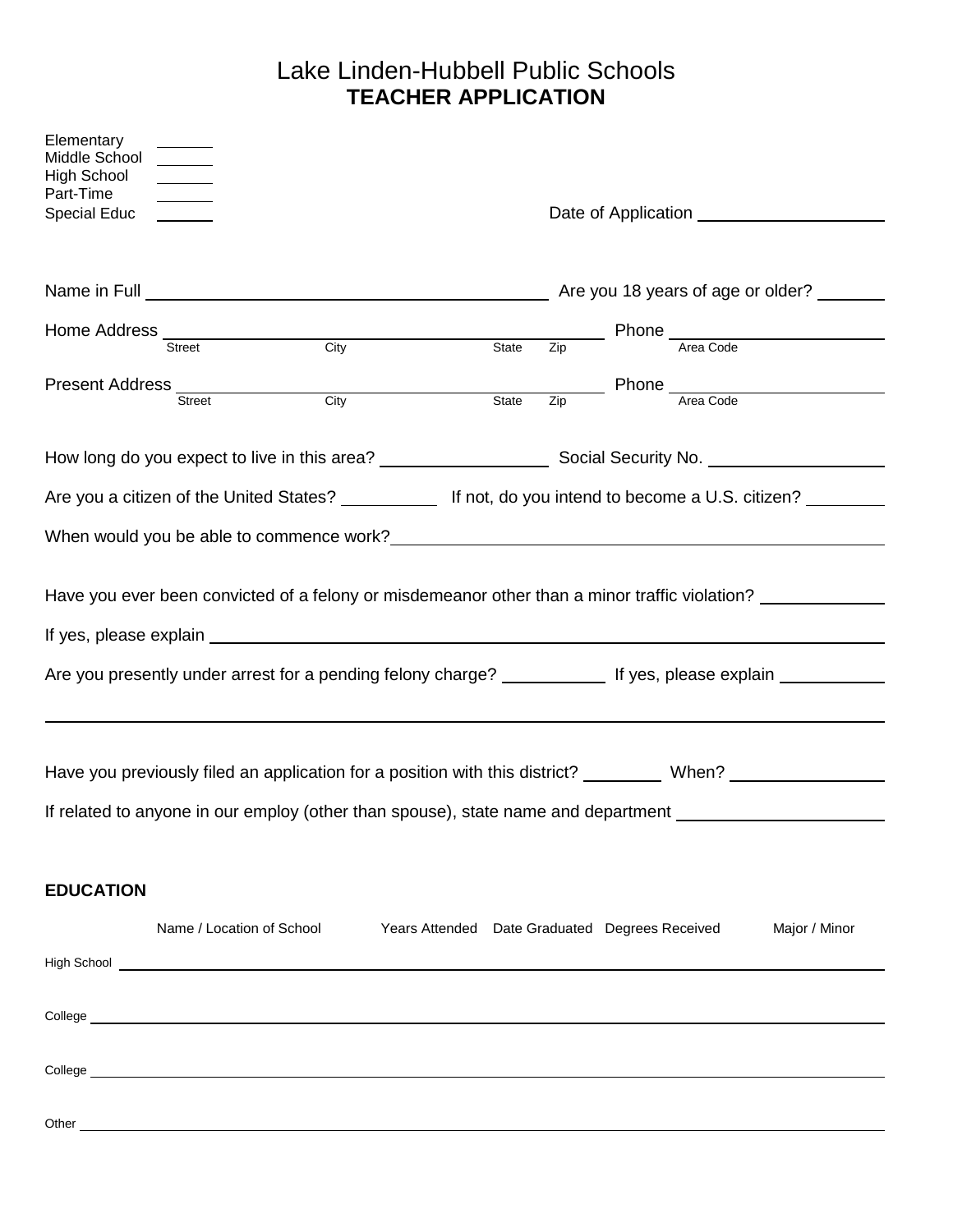# Lake Linden-Hubbell Public Schools
## TEACHER APPLICATION

Elementary \_\_\_\_\_\_\_
Middle School \_\_\_\_\_\_\_
High School \_\_\_\_\_\_\_
Part-Time \_\_\_\_\_\_\_
Special Educ \_\_\_\_\_\_\_

Date of Application \_\_\_\_\_\_\_\_\_\_\_\_\_\_\_\_\_\_\_\_

Name in Full \_\_\_\_\_\_\_\_\_\_\_\_\_\_\_\_\_\_\_\_\_\_\_\_\_\_\_\_\_\_\_\_\_\_\_\_\_\_\_\_\_\_ Are you 18 years of age or older? \_\_\_\_\_\_\_

Home Address \_\_\_\_\_\_\_\_\_\_\_\_\_\_\_\_\_\_\_\_\_\_\_\_\_\_\_\_\_\_\_\_\_\_\_\_\_\_\_\_\_\_\_\_\_\_ Phone \_\_\_\_\_\_\_\_\_\_\_\_\_\_\_\_\_\_\_\_\_\_\_\_\_
Street City State Zip Area Code

Present Address \_\_\_\_\_\_\_\_\_\_\_\_\_\_\_\_\_\_\_\_\_\_\_\_\_\_\_\_\_\_\_\_\_\_\_\_\_\_\_\_\_\_\_\_ Phone \_\_\_\_\_\_\_\_\_\_\_\_\_\_\_\_\_\_\_\_\_\_\_\_\_
Street City State Zip Area Code

How long do you expect to live in this area? \_\_\_\_\_\_\_\_\_\_\_\_\_\_\_\_\_\_ Social Security No. \_\_\_\_\_\_\_\_\_\_\_\_\_\_\_\_\_\_\_\_

Are you a citizen of the United States? \_\_\_\_\_\_\_\_\_\_ If not, do you intend to become a U.S. citizen? \_\_\_\_\_\_\_\_

When would you be able to commence work? \_\_\_\_\_\_\_\_\_\_\_\_\_\_\_\_\_\_\_\_\_\_\_\_\_\_\_\_\_\_\_\_\_\_\_\_\_\_\_\_\_\_\_\_\_\_\_\_\_\_\_\_

Have you ever been convicted of a felony or misdemeanor other than a minor traffic violation? \_\_\_\_\_\_\_\_\_\_\_\_\_

If yes, please explain \_\_\_\_\_\_\_\_\_\_\_\_\_\_\_\_\_\_\_\_\_\_\_\_\_\_\_\_\_\_\_\_\_\_\_\_\_\_\_\_\_\_\_\_\_\_\_\_\_\_\_\_\_\_\_\_\_\_\_\_\_\_\_\_\_\_\_\_\_\_

Are you presently under arrest for a pending felony charge? \_\_\_\_\_\_\_\_\_\_\_ If yes, please explain \_\_\_\_\_\_\_\_\_\_\_

\_\_\_\_\_\_\_\_\_\_\_\_\_\_\_\_\_\_\_\_\_\_\_\_\_\_\_\_\_\_\_\_\_\_\_\_\_\_\_\_\_\_\_\_\_\_\_\_\_\_\_\_\_\_\_\_\_\_\_\_\_\_\_\_\_\_\_\_\_\_\_\_\_\_\_\_\_\_\_\_\_\_\_\_\_\_\_\_\_\_\_\_\_\_

Have you previously filed an application for a position with this district? \_\_\_\_\_\_\_\_ When? \_\_\_\_\_\_\_\_\_\_\_\_\_\_\_\_

If related to anyone in our employ (other than spouse), state name and department \_\_\_\_\_\_\_\_\_\_\_\_\_\_\_\_\_\_\_\_\_\_

### EDUCATION

| | Name / Location of School | Years Attended | Date Graduated | Degrees Received | Major / Minor |
|---|---|---|---|---|---|
| High School | | | | | |
| College | | | | | |
| College | | | | | |
| Other | | | | | |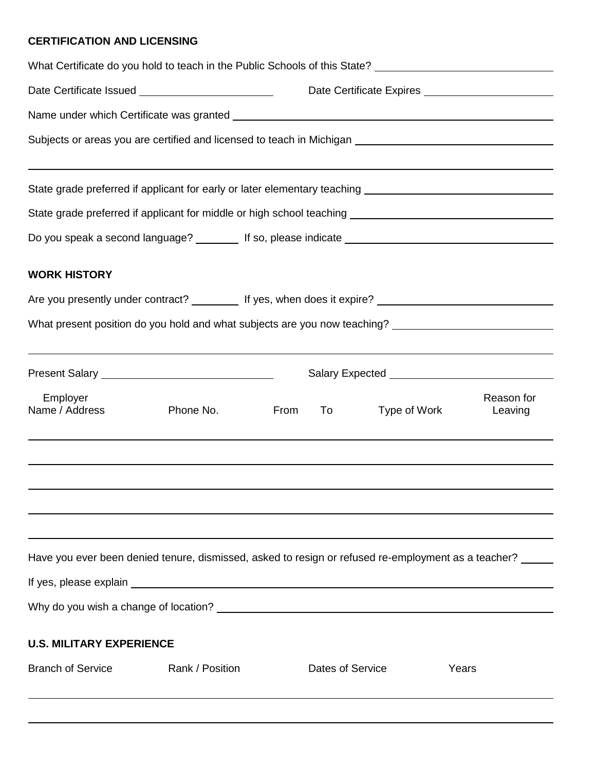**CERTIFICATION AND LICENSING**

What Certificate do you hold to teach in the Public Schools of this State? \_\_\_\_\_\_\_\_\_\_\_\_\_\_\_\_\_\_\_\_\_\_\_\_\_\_\_\_

Date Certificate Issued \_\_\_\_\_\_\_\_\_\_\_\_\_\_\_\_\_\_\_\_\_\_ Date Certificate Expires \_\_\_\_\_\_\_\_\_\_\_\_\_\_\_\_\_\_\_\_\_\_

Name under which Certificate was granted \_\_\_\_\_\_\_\_\_\_\_\_\_\_\_\_\_\_\_\_\_\_\_\_\_\_\_\_\_\_\_\_\_\_\_\_\_\_\_\_\_\_\_\_\_\_\_\_\_\_

Subjects or areas you are certified and licensed to teach in Michigan \_\_\_\_\_\_\_\_\_\_\_\_\_\_\_\_\_\_\_\_\_\_\_\_\_\_\_\_\_\_\_\_

\_\_\_\_\_\_\_\_\_\_\_\_\_\_\_\_\_\_\_\_\_\_\_\_\_\_\_\_\_\_\_\_\_\_\_\_\_\_\_\_\_\_\_\_\_\_\_\_\_\_\_\_\_\_\_\_\_\_\_\_\_\_\_\_\_\_\_\_\_\_\_\_\_\_\_\_\_\_\_\_\_\_\_\_\_\_\_\_

State grade preferred if applicant for early or later elementary teaching \_\_\_\_\_\_\_\_\_\_\_\_\_\_\_\_\_\_\_\_\_\_\_\_\_\_\_\_\_\_\_\_

State grade preferred if applicant for middle or high school teaching \_\_\_\_\_\_\_\_\_\_\_\_\_\_\_\_\_\_\_\_\_\_\_\_\_\_\_\_\_\_\_\_\_\_

Do you speak a second language? \_\_\_\_\_\_\_\_ If so, please indicate \_\_\_\_\_\_\_\_\_\_\_\_\_\_\_\_\_\_\_\_\_\_\_\_\_\_\_\_\_\_\_\_\_\_\_

**WORK HISTORY**

Are you presently under contract? \_\_\_\_\_\_\_\_ If yes, when does it expire? \_\_\_\_\_\_\_\_\_\_\_\_\_\_\_\_\_\_\_\_\_\_\_\_\_\_\_\_\_\_

What present position do you hold and what subjects are you now teaching? \_\_\_\_\_\_\_\_\_\_\_\_\_\_\_\_\_\_\_\_\_\_\_\_\_\_

\_\_\_\_\_\_\_\_\_\_\_\_\_\_\_\_\_\_\_\_\_\_\_\_\_\_\_\_\_\_\_\_\_\_\_\_\_\_\_\_\_\_\_\_\_\_\_\_\_\_\_\_\_\_\_\_\_\_\_\_\_\_\_\_\_\_\_\_\_\_\_\_\_\_\_\_\_\_\_\_\_\_\_\_\_\_\_\_

Present Salary \_\_\_\_\_\_\_\_\_\_\_\_\_\_\_\_\_\_\_\_\_\_\_\_\_\_\_\_ Salary Expected \_\_\_\_\_\_\_\_\_\_\_\_\_\_\_\_\_\_\_\_\_\_\_\_\_\_\_\_

| Employer Name / Address | Phone No. | From | To | Type of Work | Reason for Leaving |
|---|---|---|---|---|---|
| | | | | | |
| | | | | | |
| | | | | | |
| | | | | | |
| | | | | | |

Have you ever been denied tenure, dismissed, asked to resign or refused re-employment as a teacher? \_\_\_\_\_

If yes, please explain \_\_\_\_\_\_\_\_\_\_\_\_\_\_\_\_\_\_\_\_\_\_\_\_\_\_\_\_\_\_\_\_\_\_\_\_\_\_\_\_\_\_\_\_\_\_\_\_\_\_\_\_\_\_\_\_\_\_\_\_\_\_\_\_\_\_\_\_\_

Why do you wish a change of location? \_\_\_\_\_\_\_\_\_\_\_\_\_\_\_\_\_\_\_\_\_\_\_\_\_\_\_\_\_\_\_\_\_\_\_\_\_\_\_\_\_\_\_\_\_\_\_\_\_\_\_\_\_\_

**U.S. MILITARY EXPERIENCE**

| Branch of Service | Rank / Position | Dates of Service | Years |
|---|---|---|---|
| | | | |
| | | | |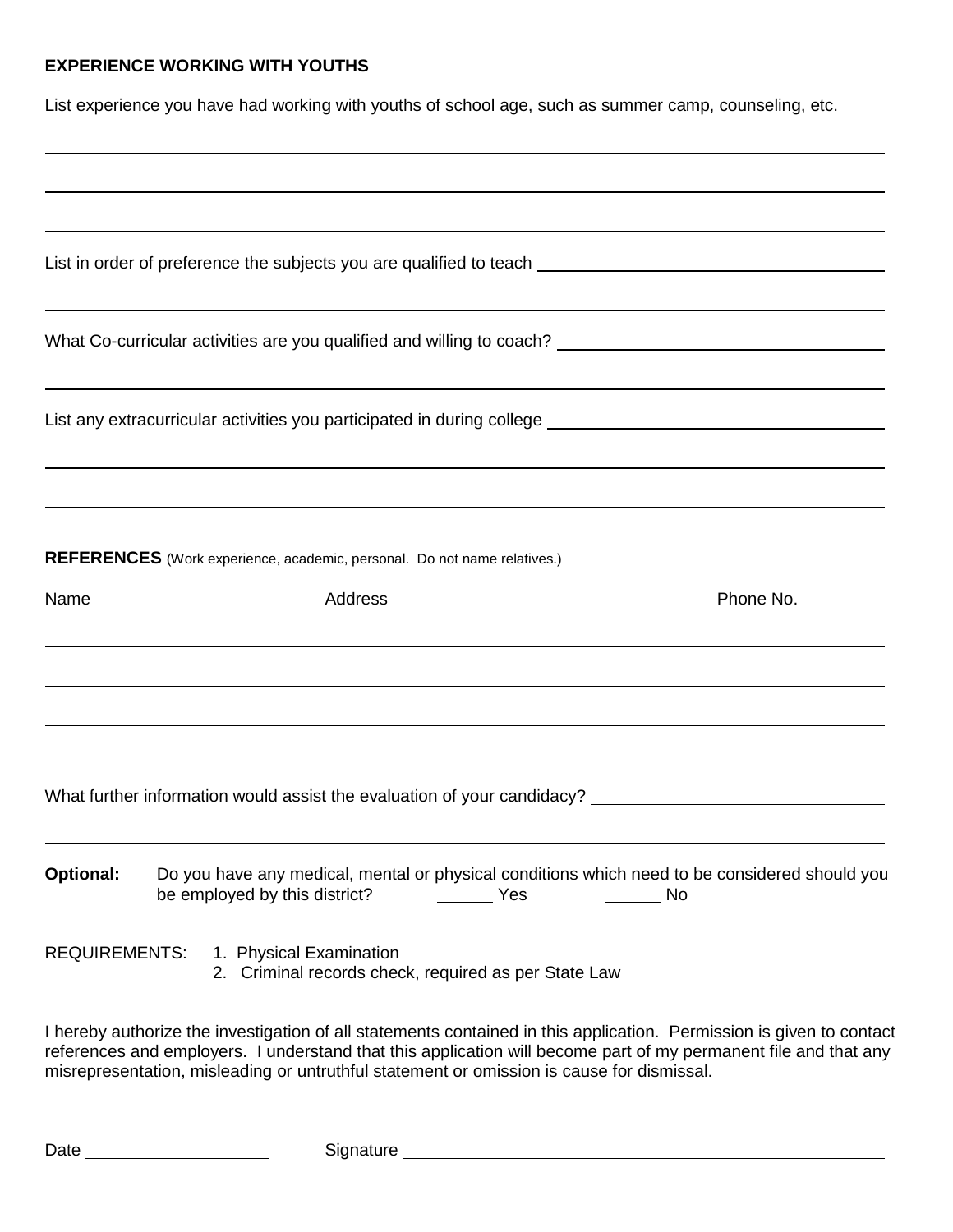**EXPERIENCE WORKING WITH YOUTHS**

List experience you have had working with youths of school age, such as summer camp, counseling, etc.

______________________________________________________________________________

______________________________________________________________________________

______________________________________________________________________________

List in order of preference the subjects you are qualified to teach ______________________________

______________________________________________________________________________

What Co-curricular activities are you qualified and willing to coach? ____________________________

______________________________________________________________________________

List any extracurricular activities you participated in during college _____________________________

______________________________________________________________________________

______________________________________________________________________________

**REFERENCES** (Work experience, academic, personal. Do not name relatives.)

| Name | Address | Phone No. |
|---|---|---|
| | | |
| | | |
| | | |
| | | |

What further information would assist the evaluation of your candidacy? _________________________

______________________________________________________________________________

**Optional:** Do you have any medical, mental or physical conditions which need to be considered should you be employed by this district? ______ Yes ______ No

REQUIREMENTS:
1. Physical Examination
2. Criminal records check, required as per State Law

I hereby authorize the investigation of all statements contained in this application. Permission is given to contact references and employers. I understand that this application will become part of my permanent file and that any misrepresentation, misleading or untruthful statement or omission is cause for dismissal.

Date ____________________ Signature ____________________________________________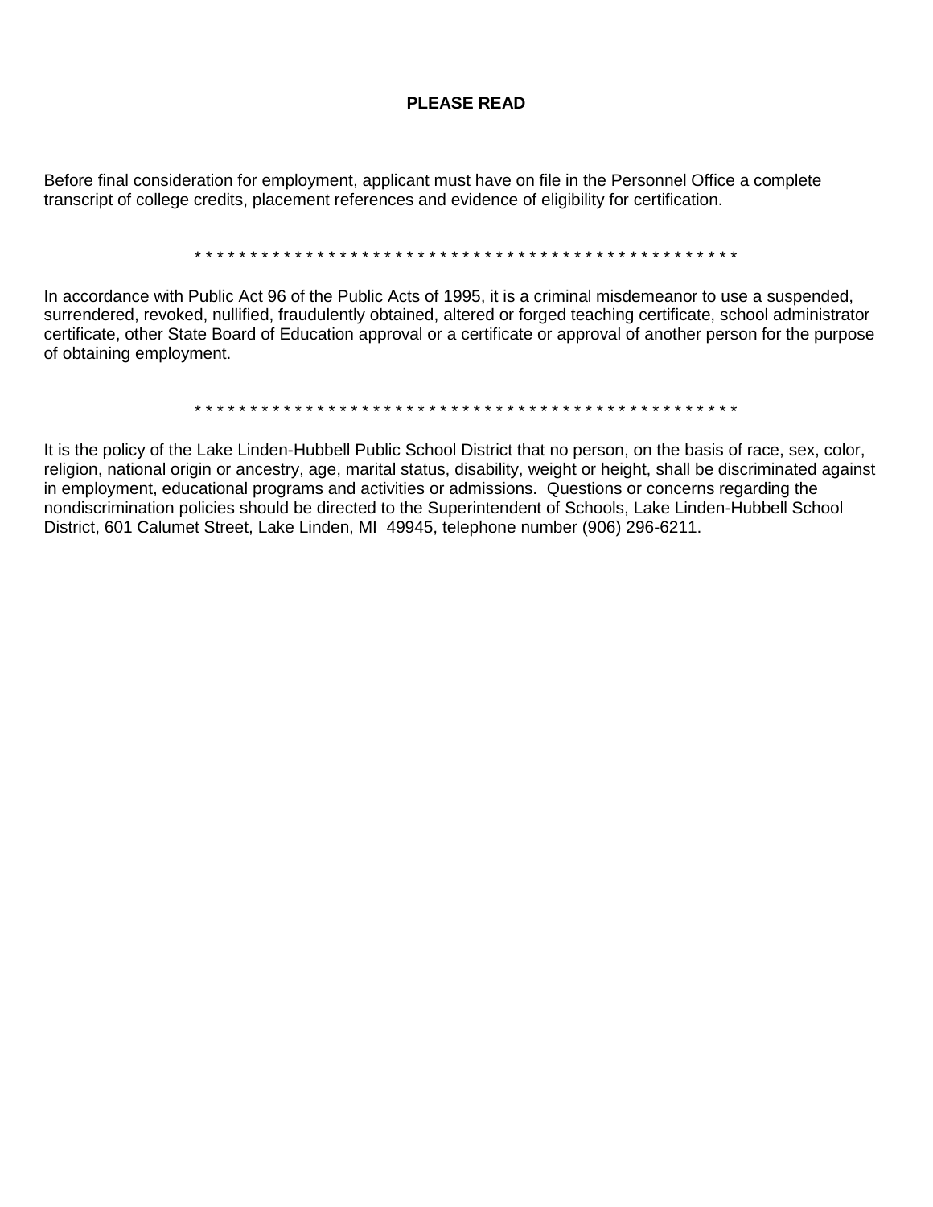**PLEASE READ**

Before final consideration for employment, applicant must have on file in the Personnel Office a complete transcript of college credits, placement references and evidence of eligibility for certification.

* * * * * * * * * * * * * * * * * * * * * * * * * * * * * * * * * * * * * * * * * * * * * * * * * * *

In accordance with Public Act 96 of the Public Acts of 1995, it is a criminal misdemeanor to use a suspended, surrendered, revoked, nullified, fraudulently obtained, altered or forged teaching certificate, school administrator certificate, other State Board of Education approval or a certificate or approval of another person for the purpose of obtaining employment.

* * * * * * * * * * * * * * * * * * * * * * * * * * * * * * * * * * * * * * * * * * * * * * * * * * *

It is the policy of the Lake Linden-Hubbell Public School District that no person, on the basis of race, sex, color, religion, national origin or ancestry, age, marital status, disability, weight or height, shall be discriminated against in employment, educational programs and activities or admissions. Questions or concerns regarding the nondiscrimination policies should be directed to the Superintendent of Schools, Lake Linden-Hubbell School District, 601 Calumet Street, Lake Linden, MI 49945, telephone number (906) 296-6211.